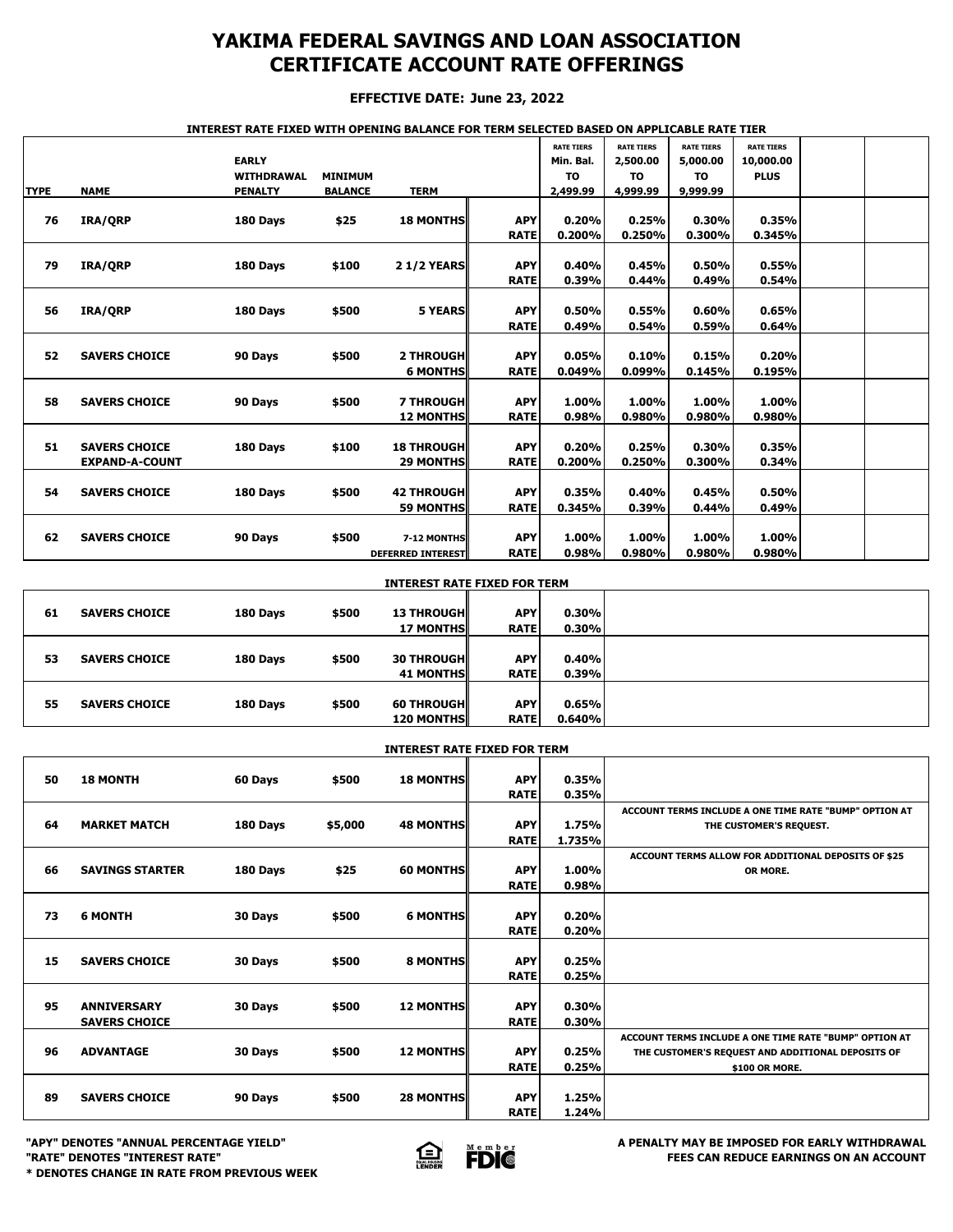# YAKIMA FEDERAL SAVINGS AND LOAN ASSOCIATION
# CERTIFICATE ACCOUNT RATE OFFERINGS

**EFFECTIVE DATE: June 23, 2022**

**INTEREST RATE FIXED WITH OPENING BALANCE FOR TERM SELECTED BASED ON APPLICABLE RATE TIER**

| TYPE | NAME | EARLY WITHDRAWAL PENALTY | MINIMUM BALANCE | TERM | | RATE TIERS Min. Bal. TO 2,499.99 | RATE TIERS 2,500.00 TO 4,999.99 | RATE TIERS 5,000.00 TO 9,999.99 | RATE TIERS 10,000.00 PLUS |
|---|---|---|---|---|---|---|---|---|---|
| 76 | IRA/QRP | 180 Days | $25 | 18 MONTHS | APY | 0.20% | 0.25% | 0.30% | 0.35% |
| | | | | | RATE | 0.200% | 0.250% | 0.300% | 0.345% |
| 79 | IRA/QRP | 180 Days | $100 | 2 1/2 YEARS | APY | 0.40% | 0.45% | 0.50% | 0.55% |
| | | | | | RATE | 0.39% | 0.44% | 0.49% | 0.54% |
| 56 | IRA/QRP | 180 Days | $500 | 5 YEARS | APY | 0.50% | 0.55% | 0.60% | 0.65% |
| | | | | | RATE | 0.49% | 0.54% | 0.59% | 0.64% |
| 52 | SAVERS CHOICE | 90 Days | $500 | 2 THROUGH 6 MONTHS | APY | 0.05% | 0.10% | 0.15% | 0.20% |
| | | | | | RATE | 0.049% | 0.099% | 0.145% | 0.195% |
| 58 | SAVERS CHOICE | 90 Days | $500 | 7 THROUGH 12 MONTHS | APY | 1.00% | 1.00% | 1.00% | 1.00% |
| | | | | | RATE | 0.98% | 0.980% | 0.980% | 0.980% |
| 51 | SAVERS CHOICE EXPAND-A-COUNT | 180 Days | $100 | 18 THROUGH 29 MONTHS | APY | 0.20% | 0.25% | 0.30% | 0.35% |
| | | | | | RATE | 0.200% | 0.250% | 0.300% | 0.34% |
| 54 | SAVERS CHOICE | 180 Days | $500 | 42 THROUGH 59 MONTHS | APY | 0.35% | 0.40% | 0.45% | 0.50% |
| | | | | | RATE | 0.345% | 0.39% | 0.44% | 0.49% |
| 62 | SAVERS CHOICE | 90 Days | $500 | 7-12 MONTHS DEFERRED INTEREST | APY | 1.00% | 1.00% | 1.00% | 1.00% |
| | | | | | RATE | 0.98% | 0.980% | 0.980% | 0.980% |

**INTEREST RATE FIXED FOR TERM**

| TYPE | NAME | EARLY WITHDRAWAL PENALTY | MINIMUM BALANCE | TERM | | |
|---|---|---|---|---|---|---|
| 61 | SAVERS CHOICE | 180 Days | $500 | 13 THROUGH 17 MONTHS | APY | 0.30% |
| | | | | | RATE | 0.30% |
| 53 | SAVERS CHOICE | 180 Days | $500 | 30 THROUGH 41 MONTHS | APY | 0.40% |
| | | | | | RATE | 0.39% |
| 55 | SAVERS CHOICE | 180 Days | $500 | 60 THROUGH 120 MONTHS | APY | 0.65% |
| | | | | | RATE | 0.640% |

**INTEREST RATE FIXED FOR TERM**

| TYPE | NAME | EARLY WITHDRAWAL PENALTY | MINIMUM BALANCE | TERM | | | |
|---|---|---|---|---|---|---|---|
| 50 | 18 MONTH | 60 Days | $500 | 18 MONTHS | APY | 0.35% | |
| | | | | | RATE | 0.35% | |
| 64 | MARKET MATCH | 180 Days | $5,000 | 48 MONTHS | APY | 1.75% | ACCOUNT TERMS INCLUDE A ONE TIME RATE "BUMP" OPTION AT THE CUSTOMER'S REQUEST. |
| | | | | | RATE | 1.735% | |
| 66 | SAVINGS STARTER | 180 Days | $25 | 60 MONTHS | APY | 1.00% | ACCOUNT TERMS ALLOW FOR ADDITIONAL DEPOSITS OF $25 OR MORE. |
| | | | | | RATE | 0.98% | |
| 73 | 6 MONTH | 30 Days | $500 | 6 MONTHS | APY | 0.20% | |
| | | | | | RATE | 0.20% | |
| 15 | SAVERS CHOICE | 30 Days | $500 | 8 MONTHS | APY | 0.25% | |
| | | | | | RATE | 0.25% | |
| 95 | ANNIVERSARY SAVERS CHOICE | 30 Days | $500 | 12 MONTHS | APY | 0.30% | |
| | | | | | RATE | 0.30% | |
| 96 | ADVANTAGE | 30 Days | $500 | 12 MONTHS | APY | 0.25% | ACCOUNT TERMS INCLUDE A ONE TIME RATE "BUMP" OPTION AT THE CUSTOMER'S REQUEST AND ADDITIONAL DEPOSITS OF $100 OR MORE. |
| | | | | | RATE | 0.25% | |
| 89 | SAVERS CHOICE | 90 Days | $500 | 28 MONTHS | APY | 1.25% | |
| | | | | | RATE | 1.24% | |

**"APY" DENOTES "ANNUAL PERCENTAGE YIELD"**
**"RATE" DENOTES "INTEREST RATE"**
*** DENOTES CHANGE IN RATE FROM PREVIOUS WEEK**

EQUAL HOUSING LENDER — Member FDIC

**A PENALTY MAY BE IMPOSED FOR EARLY WITHDRAWAL**
**FEES CAN REDUCE EARNINGS ON AN ACCOUNT**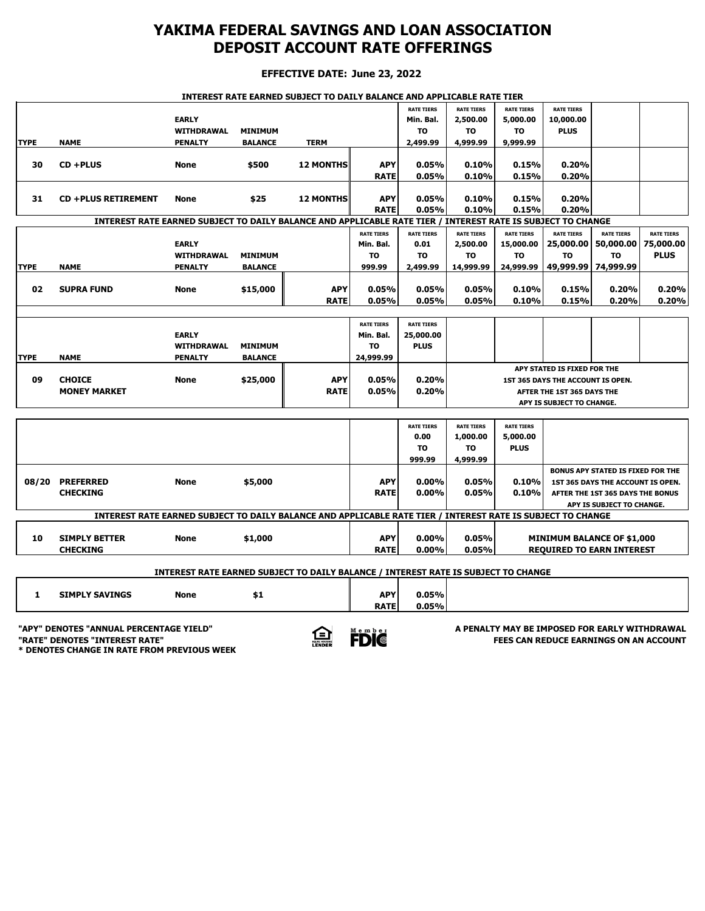# YAKIMA FEDERAL SAVINGS AND LOAN ASSOCIATION
# DEPOSIT ACCOUNT RATE OFFERINGS

**EFFECTIVE DATE: June 23, 2022**

**INTEREST RATE EARNED SUBJECT TO DAILY BALANCE AND APPLICABLE RATE TIER**

| TYPE | NAME | EARLY WITHDRAWAL PENALTY | MINIMUM BALANCE | TERM | | RATE TIERS Min. Bal. TO 2,499.99 | RATE TIERS 2,500.00 TO 4,999.99 | RATE TIERS 5,000.00 TO 9,999.99 | RATE TIERS 10,000.00 PLUS |
|---|---|---|---|---|---|---|---|---|---|
| 30 | CD +PLUS | None | $500 | 12 MONTHS | APY | 0.05% | 0.10% | 0.15% | 0.20% |
| | | | | | RATE | 0.05% | 0.10% | 0.15% | 0.20% |
| 31 | CD +PLUS RETIREMENT | None | $25 | 12 MONTHS | APY | 0.05% | 0.10% | 0.15% | 0.20% |
| | | | | | RATE | 0.05% | 0.10% | 0.15% | 0.20% |

**INTEREST RATE EARNED SUBJECT TO DAILY BALANCE AND APPLICABLE RATE TIER / INTEREST RATE IS SUBJECT TO CHANGE**

| TYPE | NAME | EARLY WITHDRAWAL PENALTY | MINIMUM BALANCE | | RATE TIERS Min. Bal. TO 999.99 | RATE TIERS 0.01 TO 2,499.99 | RATE TIERS 2,500.00 TO 14,999.99 | RATE TIERS 15,000.00 TO 24,999.99 | RATE TIERS 25,000.00 TO 49,999.99 | RATE TIERS 50,000.00 TO 74,999.99 | RATE TIERS 75,000.00 PLUS |
|---|---|---|---|---|---|---|---|---|---|---|---|
| 02 | SUPRA FUND | None | $15,000 | APY | 0.05% | 0.05% | 0.05% | 0.10% | 0.15% | 0.20% | 0.20% |
| | | | | RATE | 0.05% | 0.05% | 0.05% | 0.10% | 0.15% | 0.20% | 0.20% |

| TYPE | NAME | EARLY WITHDRAWAL PENALTY | MINIMUM BALANCE | | RATE TIERS Min. Bal. TO 24,999.99 | RATE TIERS 25,000.00 PLUS | |
|---|---|---|---|---|---|---|---|
| 09 | CHOICE MONEY MARKET | None | $25,000 | APY | 0.05% | 0.20% | APY STATED IS FIXED FOR THE 1ST 365 DAYS THE ACCOUNT IS OPEN. AFTER THE 1ST 365 DAYS THE APY IS SUBJECT TO CHANGE. |
| | | | | RATE | 0.05% | 0.20% | |

| TYPE | NAME | EARLY WITHDRAWAL PENALTY | MINIMUM BALANCE | | RATE TIERS 0.00 TO 999.99 | RATE TIERS 1,000.00 TO 4,999.99 | RATE TIERS 5,000.00 PLUS | |
|---|---|---|---|---|---|---|---|---|
| 08/20 | PREFERRED CHECKING | None | $5,000 | APY | 0.00% | 0.05% | 0.10% | BONUS APY STATED IS FIXED FOR THE 1ST 365 DAYS THE ACCOUNT IS OPEN. AFTER THE 1ST 365 DAYS THE BONUS APY IS SUBJECT TO CHANGE. |
| | | | | RATE | 0.00% | 0.05% | 0.10% | |

**INTEREST RATE EARNED SUBJECT TO DAILY BALANCE AND APPLICABLE RATE TIER / INTEREST RATE IS SUBJECT TO CHANGE**

| | | | | | | | |
|---|---|---|---|---|---|---|---|
| 10 | SIMPLY BETTER CHECKING | None | $1,000 | APY | 0.00% | 0.05% | MINIMUM BALANCE OF $1,000 REQUIRED TO EARN INTEREST |
| | | | | RATE | 0.00% | 0.05% | |

**INTEREST RATE EARNED SUBJECT TO DAILY BALANCE / INTEREST RATE IS SUBJECT TO CHANGE**

| | | | | | |
|---|---|---|---|---|---|
| 1 | SIMPLY SAVINGS | None | $1 | APY | 0.05% |
| | | | | RATE | 0.05% |

**"APY" DENOTES "ANNUAL PERCENTAGE YIELD"**
**"RATE" DENOTES "INTEREST RATE"**
**\* DENOTES CHANGE IN RATE FROM PREVIOUS WEEK**

EQUAL HOUSING LENDER

Member FDIC

**A PENALTY MAY BE IMPOSED FOR EARLY WITHDRAWAL**
**FEES CAN REDUCE EARNINGS ON AN ACCOUNT**